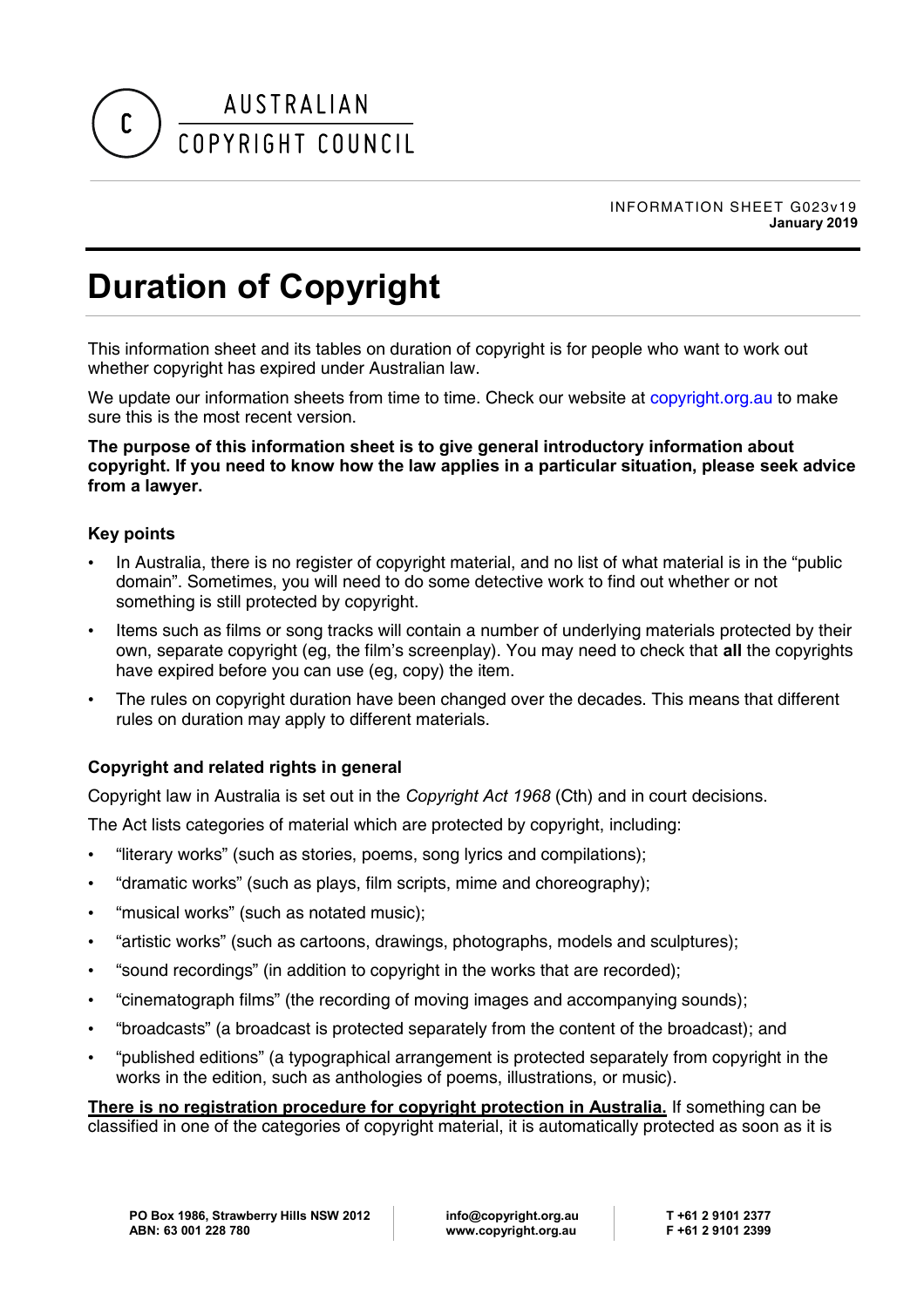AUSTRALIAN COPYRIGHT COUNCIL

INFORMATION SHEET G023v19
**January 2019**

# Duration of Copyright

This information sheet and its tables on duration of copyright is for people who want to work out whether copyright has expired under Australian law.

We update our information sheets from time to time. Check our website at copyright.org.au to make sure this is the most recent version.

**The purpose of this information sheet is to give general introductory information about copyright. If you need to know how the law applies in a particular situation, please seek advice from a lawyer.**

### Key points

- In Australia, there is no register of copyright material, and no list of what material is in the "public domain". Sometimes, you will need to do some detective work to find out whether or not something is still protected by copyright.
- Items such as films or song tracks will contain a number of underlying materials protected by their own, separate copyright (eg, the film's screenplay). You may need to check that **all** the copyrights have expired before you can use (eg, copy) the item.
- The rules on copyright duration have been changed over the decades. This means that different rules on duration may apply to different materials.

### Copyright and related rights in general

Copyright law in Australia is set out in the *Copyright Act 1968* (Cth) and in court decisions.

The Act lists categories of material which are protected by copyright, including:

- "literary works" (such as stories, poems, song lyrics and compilations);
- "dramatic works" (such as plays, film scripts, mime and choreography);
- "musical works" (such as notated music);
- "artistic works" (such as cartoons, drawings, photographs, models and sculptures);
- "sound recordings" (in addition to copyright in the works that are recorded);
- "cinematograph films" (the recording of moving images and accompanying sounds);
- "broadcasts" (a broadcast is protected separately from the content of the broadcast); and
- "published editions" (a typographical arrangement is protected separately from copyright in the works in the edition, such as anthologies of poems, illustrations, or music).

**There is no registration procedure for copyright protection in Australia.** If something can be classified in one of the categories of copyright material, it is automatically protected as soon as it is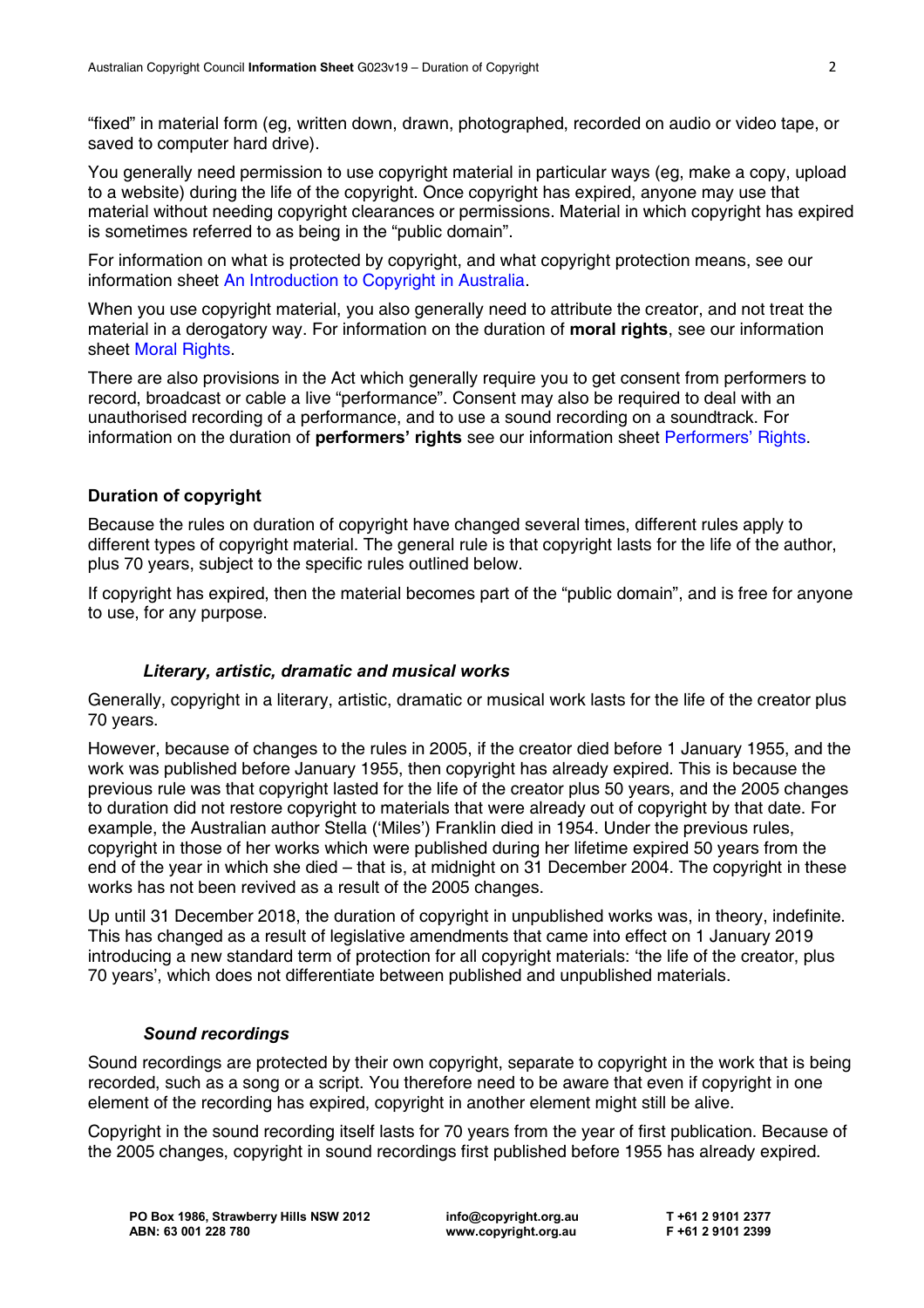"fixed" in material form (eg, written down, drawn, photographed, recorded on audio or video tape, or saved to computer hard drive).

You generally need permission to use copyright material in particular ways (eg, make a copy, upload to a website) during the life of the copyright. Once copyright has expired, anyone may use that material without needing copyright clearances or permissions. Material in which copyright has expired is sometimes referred to as being in the "public domain".

For information on what is protected by copyright, and what copyright protection means, see our information sheet An Introduction to Copyright in Australia.

When you use copyright material, you also generally need to attribute the creator, and not treat the material in a derogatory way. For information on the duration of **moral rights**, see our information sheet Moral Rights.

There are also provisions in the Act which generally require you to get consent from performers to record, broadcast or cable a live "performance". Consent may also be required to deal with an unauthorised recording of a performance, and to use a sound recording on a soundtrack. For information on the duration of **performers' rights** see our information sheet Performers' Rights.

## Duration of copyright

Because the rules on duration of copyright have changed several times, different rules apply to different types of copyright material. The general rule is that copyright lasts for the life of the author, plus 70 years, subject to the specific rules outlined below.

If copyright has expired, then the material becomes part of the "public domain", and is free for anyone to use, for any purpose.

### *Literary, artistic, dramatic and musical works*

Generally, copyright in a literary, artistic, dramatic or musical work lasts for the life of the creator plus 70 years.

However, because of changes to the rules in 2005, if the creator died before 1 January 1955, and the work was published before January 1955, then copyright has already expired. This is because the previous rule was that copyright lasted for the life of the creator plus 50 years, and the 2005 changes to duration did not restore copyright to materials that were already out of copyright by that date. For example, the Australian author Stella ('Miles') Franklin died in 1954. Under the previous rules, copyright in those of her works which were published during her lifetime expired 50 years from the end of the year in which she died – that is, at midnight on 31 December 2004. The copyright in these works has not been revived as a result of the 2005 changes.

Up until 31 December 2018, the duration of copyright in unpublished works was, in theory, indefinite. This has changed as a result of legislative amendments that came into effect on 1 January 2019 introducing a new standard term of protection for all copyright materials: 'the life of the creator, plus 70 years', which does not differentiate between published and unpublished materials.

### *Sound recordings*

Sound recordings are protected by their own copyright, separate to copyright in the work that is being recorded, such as a song or a script. You therefore need to be aware that even if copyright in one element of the recording has expired, copyright in another element might still be alive.

Copyright in the sound recording itself lasts for 70 years from the year of first publication. Because of the 2005 changes, copyright in sound recordings first published before 1955 has already expired.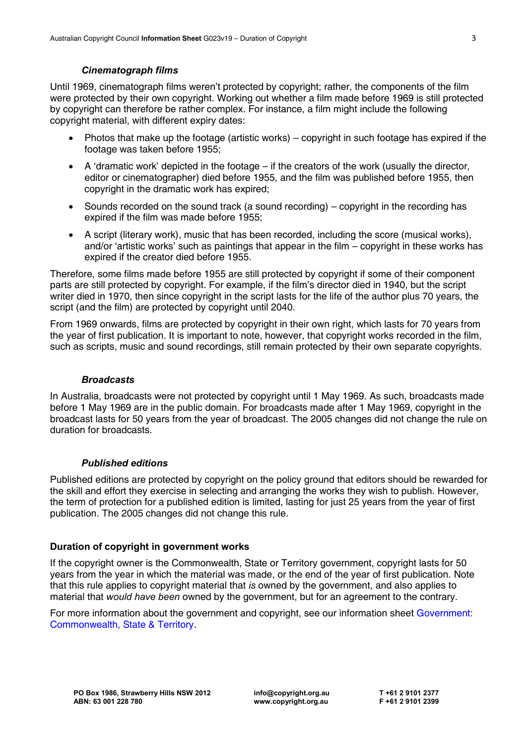### *Cinematograph films*

Until 1969, cinematograph films weren't protected by copyright; rather, the components of the film were protected by their own copyright. Working out whether a film made before 1969 is still protected by copyright can therefore be rather complex. For instance, a film might include the following copyright material, with different expiry dates:

- Photos that make up the footage (artistic works) – copyright in such footage has expired if the footage was taken before 1955;
- A 'dramatic work' depicted in the footage – if the creators of the work (usually the director, editor or cinematographer) died before 1955, and the film was published before 1955, then copyright in the dramatic work has expired;
- Sounds recorded on the sound track (a sound recording) – copyright in the recording has expired if the film was made before 1955;
- A script (literary work), music that has been recorded, including the score (musical works), and/or 'artistic works' such as paintings that appear in the film – copyright in these works has expired if the creator died before 1955.

Therefore, some films made before 1955 are still protected by copyright if some of their component parts are still protected by copyright. For example, if the film's director died in 1940, but the script writer died in 1970, then since copyright in the script lasts for the life of the author plus 70 years, the script (and the film) are protected by copyright until 2040.

From 1969 onwards, films are protected by copyright in their own right, which lasts for 70 years from the year of first publication. It is important to note, however, that copyright works recorded in the film, such as scripts, music and sound recordings, still remain protected by their own separate copyrights.

### *Broadcasts*

In Australia, broadcasts were not protected by copyright until 1 May 1969. As such, broadcasts made before 1 May 1969 are in the public domain. For broadcasts made after 1 May 1969, copyright in the broadcast lasts for 50 years from the year of broadcast. The 2005 changes did not change the rule on duration for broadcasts.

### *Published editions*

Published editions are protected by copyright on the policy ground that editors should be rewarded for the skill and effort they exercise in selecting and arranging the works they wish to publish. However, the term of protection for a published edition is limited, lasting for just 25 years from the year of first publication. The 2005 changes did not change this rule.

## Duration of copyright in government works

If the copyright owner is the Commonwealth, State or Territory government, copyright lasts for 50 years from the year in which the material was made, or the end of the year of first publication. Note that this rule applies to copyright material that *is* owned by the government, and also applies to material that *would have been* owned by the government, but for an agreement to the contrary.

For more information about the government and copyright, see our information sheet Government: Commonwealth, State & Territory.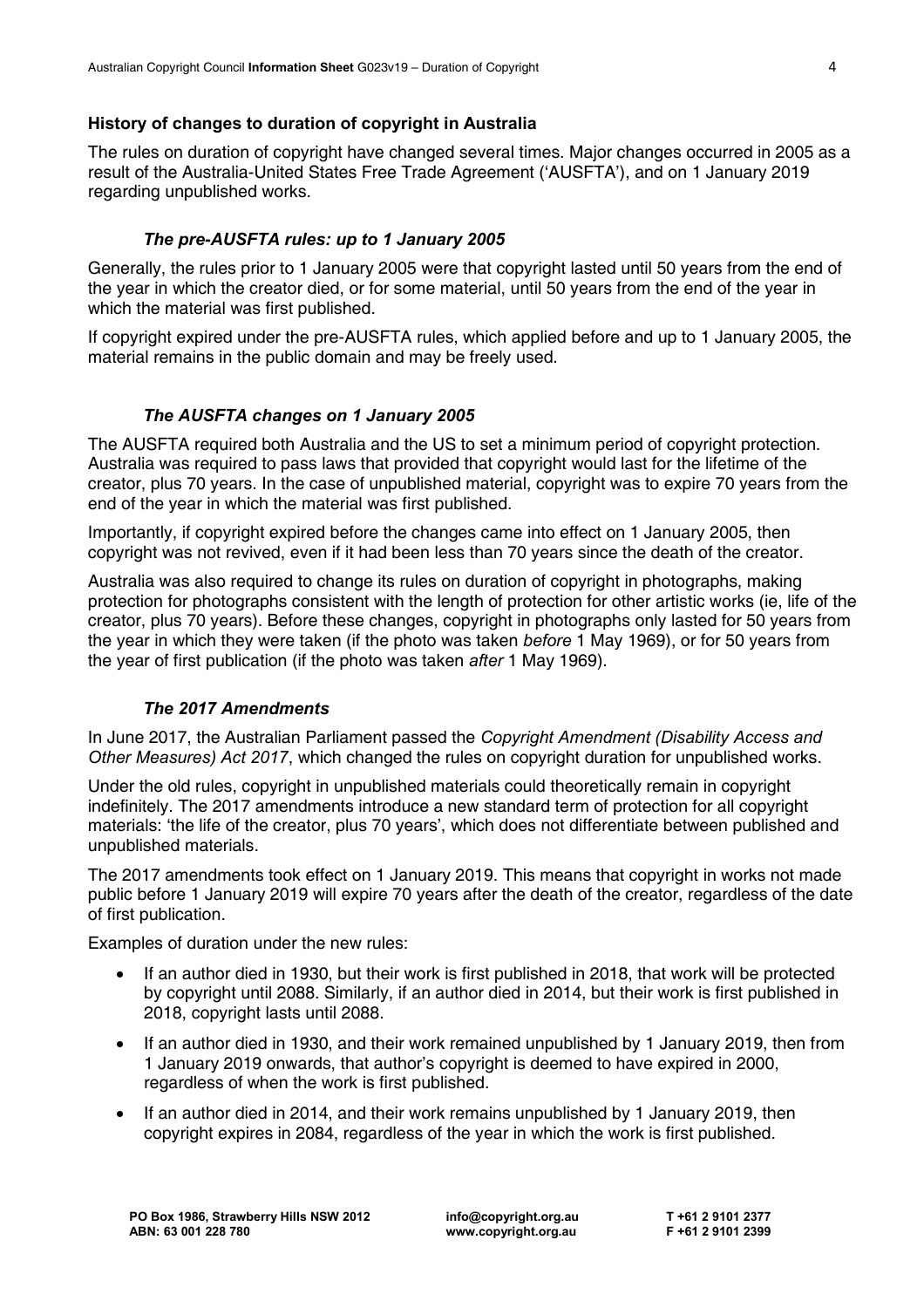### History of changes to duration of copyright in Australia

The rules on duration of copyright have changed several times. Major changes occurred in 2005 as a result of the Australia-United States Free Trade Agreement ('AUSFTA'), and on 1 January 2019 regarding unpublished works.

#### *The pre-AUSFTA rules: up to 1 January 2005*

Generally, the rules prior to 1 January 2005 were that copyright lasted until 50 years from the end of the year in which the creator died, or for some material, until 50 years from the end of the year in which the material was first published.

If copyright expired under the pre-AUSFTA rules, which applied before and up to 1 January 2005, the material remains in the public domain and may be freely used.

#### *The AUSFTA changes on 1 January 2005*

The AUSFTA required both Australia and the US to set a minimum period of copyright protection. Australia was required to pass laws that provided that copyright would last for the lifetime of the creator, plus 70 years. In the case of unpublished material, copyright was to expire 70 years from the end of the year in which the material was first published.

Importantly, if copyright expired before the changes came into effect on 1 January 2005, then copyright was not revived, even if it had been less than 70 years since the death of the creator.

Australia was also required to change its rules on duration of copyright in photographs, making protection for photographs consistent with the length of protection for other artistic works (ie, life of the creator, plus 70 years). Before these changes, copyright in photographs only lasted for 50 years from the year in which they were taken (if the photo was taken *before* 1 May 1969), or for 50 years from the year of first publication (if the photo was taken *after* 1 May 1969).

#### *The 2017 Amendments*

In June 2017, the Australian Parliament passed the *Copyright Amendment (Disability Access and Other Measures) Act 2017*, which changed the rules on copyright duration for unpublished works.

Under the old rules, copyright in unpublished materials could theoretically remain in copyright indefinitely. The 2017 amendments introduce a new standard term of protection for all copyright materials: 'the life of the creator, plus 70 years', which does not differentiate between published and unpublished materials.

The 2017 amendments took effect on 1 January 2019. This means that copyright in works not made public before 1 January 2019 will expire 70 years after the death of the creator, regardless of the date of first publication.

Examples of duration under the new rules:

- If an author died in 1930, but their work is first published in 2018, that work will be protected by copyright until 2088. Similarly, if an author died in 2014, but their work is first published in 2018, copyright lasts until 2088.
- If an author died in 1930, and their work remained unpublished by 1 January 2019, then from 1 January 2019 onwards, that author's copyright is deemed to have expired in 2000, regardless of when the work is first published.
- If an author died in 2014, and their work remains unpublished by 1 January 2019, then copyright expires in 2084, regardless of the year in which the work is first published.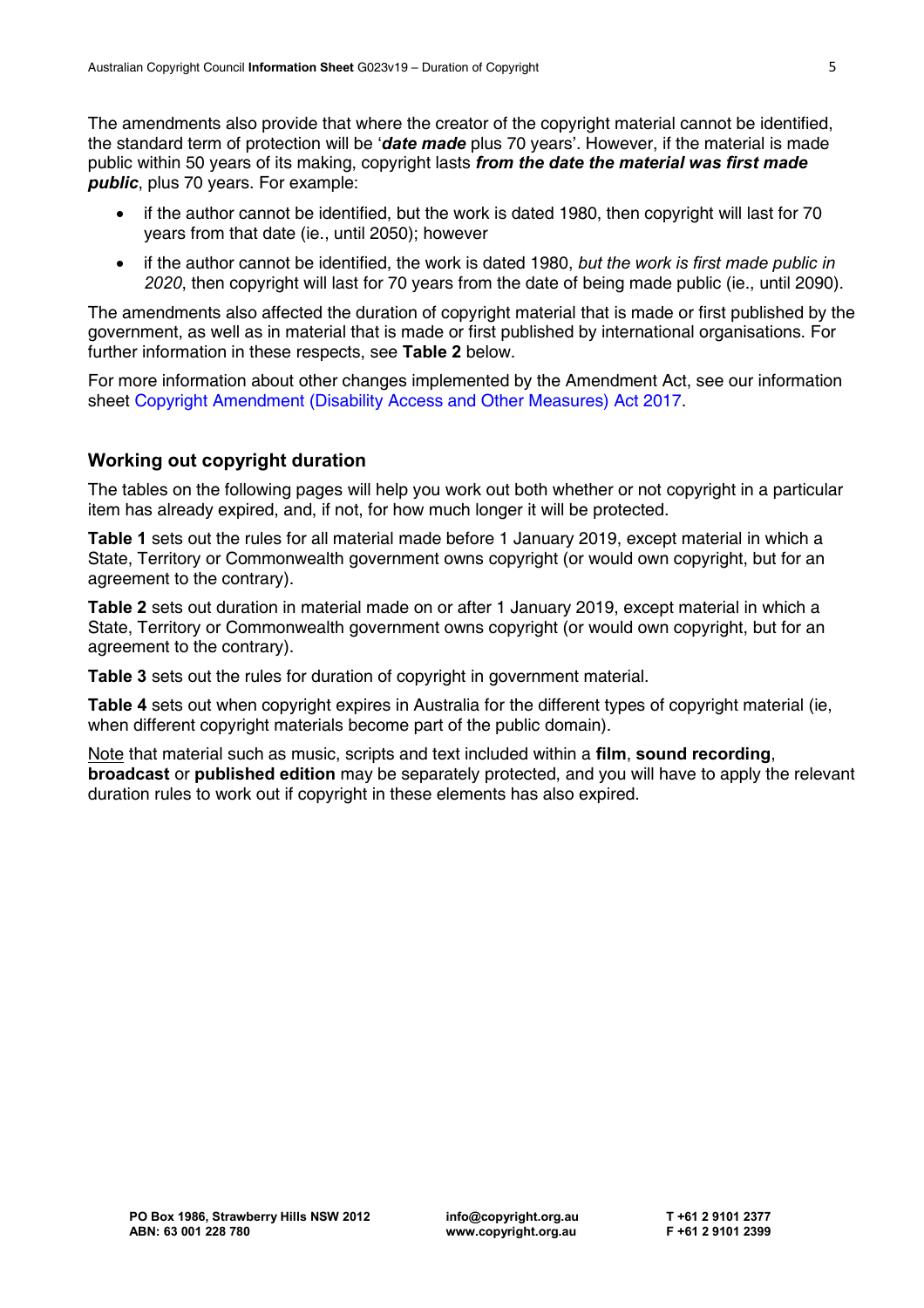The amendments also provide that where the creator of the copyright material cannot be identified, the standard term of protection will be '***date made*** plus 70 years'. However, if the material is made public within 50 years of its making, copyright lasts ***from the date the material was first made public***, plus 70 years. For example:

- if the author cannot be identified, but the work is dated 1980, then copyright will last for 70 years from that date (ie., until 2050); however
- if the author cannot be identified, the work is dated 1980, *but the work is first made public in 2020*, then copyright will last for 70 years from the date of being made public (ie., until 2090).

The amendments also affected the duration of copyright material that is made or first published by the government, as well as in material that is made or first published by international organisations. For further information in these respects, see **Table 2** below.

For more information about other changes implemented by the Amendment Act, see our information sheet Copyright Amendment (Disability Access and Other Measures) Act 2017.

## Working out copyright duration

The tables on the following pages will help you work out both whether or not copyright in a particular item has already expired, and, if not, for how much longer it will be protected.

**Table 1** sets out the rules for all material made before 1 January 2019, except material in which a State, Territory or Commonwealth government owns copyright (or would own copyright, but for an agreement to the contrary).

**Table 2** sets out duration in material made on or after 1 January 2019, except material in which a State, Territory or Commonwealth government owns copyright (or would own copyright, but for an agreement to the contrary).

**Table 3** sets out the rules for duration of copyright in government material.

**Table 4** sets out when copyright expires in Australia for the different types of copyright material (ie, when different copyright materials become part of the public domain).

Note that material such as music, scripts and text included within a **film**, **sound recording**, **broadcast** or **published edition** may be separately protected, and you will have to apply the relevant duration rules to work out if copyright in these elements has also expired.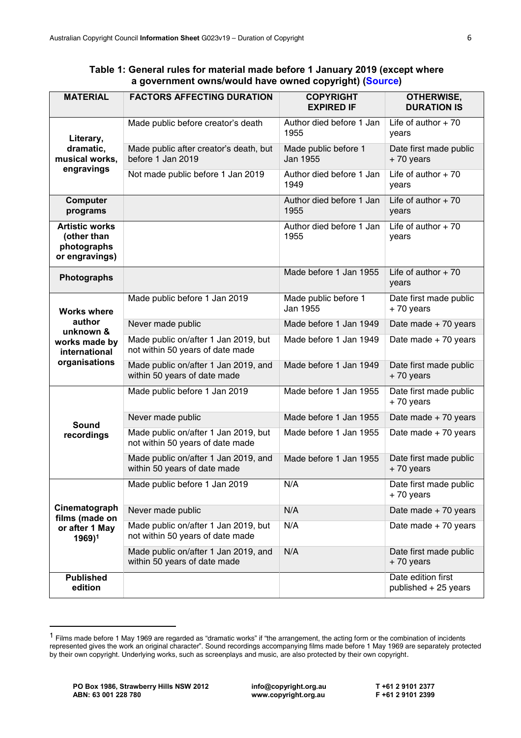**Table 1: General rules for material made before 1 January 2019 (except where a government owns/would have owned copyright) (Source)**

| MATERIAL | FACTORS AFFECTING DURATION | COPYRIGHT EXPIRED IF | OTHERWISE, DURATION IS |
|---|---|---|---|
| Literary, dramatic, musical works, engravings | Made public before creator's death | Author died before 1 Jan 1955 | Life of author + 70 years |
| | Made public after creator's death, but before 1 Jan 2019 | Made public before 1 Jan 1955 | Date first made public + 70 years |
| | Not made public before 1 Jan 2019 | Author died before 1 Jan 1949 | Life of author + 70 years |
| Computer programs | | Author died before 1 Jan 1955 | Life of author + 70 years |
| Artistic works (other than photographs or engravings) | | Author died before 1 Jan 1955 | Life of author + 70 years |
| Photographs | | Made before 1 Jan 1955 | Life of author + 70 years |
| Works where author unknown & works made by international organisations | Made public before 1 Jan 2019 | Made public before 1 Jan 1955 | Date first made public + 70 years |
| | Never made public | Made before 1 Jan 1949 | Date made + 70 years |
| | Made public on/after 1 Jan 2019, but not within 50 years of date made | Made before 1 Jan 1949 | Date made + 70 years |
| | Made public on/after 1 Jan 2019, and within 50 years of date made | Made before 1 Jan 1949 | Date first made public + 70 years |
| Sound recordings | Made public before 1 Jan 2019 | Made before 1 Jan 1955 | Date first made public + 70 years |
| | Never made public | Made before 1 Jan 1955 | Date made + 70 years |
| | Made public on/after 1 Jan 2019, but not within 50 years of date made | Made before 1 Jan 1955 | Date made + 70 years |
| | Made public on/after 1 Jan 2019, and within 50 years of date made | Made before 1 Jan 1955 | Date first made public + 70 years |
| Cinematograph films (made on or after 1 May 1969)[1] | Made public before 1 Jan 2019 | N/A | Date first made public + 70 years |
| | Never made public | N/A | Date made + 70 years |
| | Made public on/after 1 Jan 2019, but not within 50 years of date made | N/A | Date made + 70 years |
| | Made public on/after 1 Jan 2019, and within 50 years of date made | N/A | Date first made public + 70 years |
| Published edition | | | Date edition first published + 25 years |

[1] Films made before 1 May 1969 are regarded as "dramatic works" if "the arrangement, the acting form or the combination of incidents represented gives the work an original character". Sound recordings accompanying films made before 1 May 1969 are separately protected by their own copyright. Underlying works, such as screenplays and music, are also protected by their own copyright.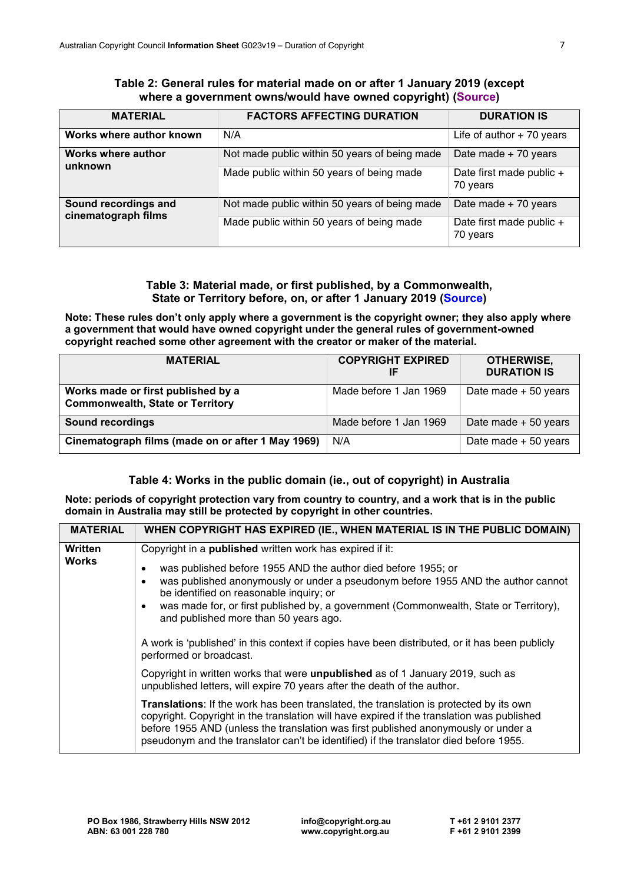### Table 2: General rules for material made on or after 1 January 2019 (except where a government owns/would have owned copyright) (Source)

| MATERIAL | FACTORS AFFECTING DURATION | DURATION IS |
|---|---|---|
| **Works where author known** | N/A | Life of author + 70 years |
| **Works where author unknown** | Not made public within 50 years of being made | Date made + 70 years |
| | Made public within 50 years of being made | Date first made public + 70 years |
| **Sound recordings and cinematograph films** | Not made public within 50 years of being made | Date made + 70 years |
| | Made public within 50 years of being made | Date first made public + 70 years |

### Table 3: Material made, or first published, by a Commonwealth, State or Territory before, on, or after 1 January 2019 (Source)

**Note: These rules don't only apply where a government is the copyright owner; they also apply where a government that would have owned copyright under the general rules of government-owned copyright reached some other agreement with the creator or maker of the material.**

| MATERIAL | COPYRIGHT EXPIRED IF | OTHERWISE, DURATION IS |
|---|---|---|
| **Works made or first published by a Commonwealth, State or Territory** | Made before 1 Jan 1969 | Date made + 50 years |
| **Sound recordings** | Made before 1 Jan 1969 | Date made + 50 years |
| **Cinematograph films (made on or after 1 May 1969)** | N/A | Date made + 50 years |

### Table 4: Works in the public domain (ie., out of copyright) in Australia

**Note: periods of copyright protection vary from country to country, and a work that is in the public domain in Australia may still be protected by copyright in other countries.**

| MATERIAL | WHEN COPYRIGHT HAS EXPIRED (IE., WHEN MATERIAL IS IN THE PUBLIC DOMAIN) |
|---|---|
| **Written Works** | Copyright in a **published** written work has expired if it: <br>• was published before 1955 AND the author died before 1955; or <br>• was published anonymously or under a pseudonym before 1955 AND the author cannot be identified on reasonable inquiry; or <br>• was made for, or first published by, a government (Commonwealth, State or Territory), and published more than 50 years ago. <br><br>A work is 'published' in this context if copies have been distributed, or it has been publicly performed or broadcast. <br><br>Copyright in written works that were **unpublished** as of 1 January 2019, such as unpublished letters, will expire 70 years after the death of the author. <br><br>**Translations**: If the work has been translated, the translation is protected by its own copyright. Copyright in the translation will have expired if the translation was published before 1955 AND (unless the translation was first published anonymously or under a pseudonym and the translator can't be identified) if the translator died before 1955. |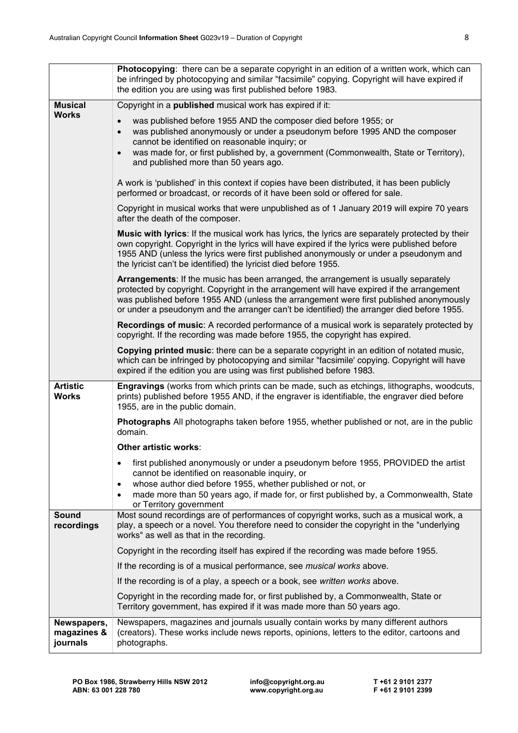| | |
|---|---|
| | **Photocopying**: there can be a separate copyright in an edition of a written work, which can be infringed by photocopying and similar "facsimile" copying. Copyright will have expired if the edition you are using was first published before 1983. |
| **Musical Works** | Copyright in a **published** musical work has expired if it:<br>• was published before 1955 AND the composer died before 1955; or<br>• was published anonymously or under a pseudonym before 1995 AND the composer cannot be identified on reasonable inquiry; or<br>• was made for, or first published by, a government (Commonwealth, State or Territory), and published more than 50 years ago.<br><br>A work is 'published' in this context if copies have been distributed, it has been publicly performed or broadcast, or records of it have been sold or offered for sale.<br><br>Copyright in musical works that were unpublished as of 1 January 2019 will expire 70 years after the death of the composer.<br><br>**Music with lyrics**: If the musical work has lyrics, the lyrics are separately protected by their own copyright. Copyright in the lyrics will have expired if the lyrics were published before 1955 AND (unless the lyrics were first published anonymously or under a pseudonym and the lyricist can't be identified) the lyricist died before 1955.<br><br>**Arrangements**: If the music has been arranged, the arrangement is usually separately protected by copyright. Copyright in the arrangement will have expired if the arrangement was published before 1955 AND (unless the arrangement were first published anonymously or under a pseudonym and the arranger can't be identified) the arranger died before 1955.<br><br>**Recordings of music**: A recorded performance of a musical work is separately protected by copyright. If the recording was made before 1955, the copyright has expired.<br><br>**Copying printed music**: there can be a separate copyright in an edition of notated music, which can be infringed by photocopying and similar "facsimile' copying. Copyright will have expired if the edition you are using was first published before 1983. |
| **Artistic Works** | **Engravings** (works from which prints can be made, such as etchings, lithographs, woodcuts, prints) published before 1955 AND, if the engraver is identifiable, the engraver died before 1955, are in the public domain.<br><br>**Photographs** All photographs taken before 1955, whether published or not, are in the public domain.<br><br>**Other artistic works**:<br>• first published anonymously or under a pseudonym before 1955, PROVIDED the artist cannot be identified on reasonable inquiry, or<br>• whose author died before 1955, whether published or not, or<br>• made more than 50 years ago, if made for, or first published by, a Commonwealth, State or Territory government |
| **Sound recordings** | Most sound recordings are of performances of copyright works, such as a musical work, a play, a speech or a novel. You therefore need to consider the copyright in the "underlying works" as well as that in the recording.<br><br>Copyright in the recording itself has expired if the recording was made before 1955.<br><br>If the recording is of a musical performance, see *musical works* above.<br><br>If the recording is of a play, a speech or a book, see *written works* above.<br><br>Copyright in the recording made for, or first published by, a Commonwealth, State or Territory government, has expired if it was made more than 50 years ago. |
| **Newspapers, magazines & journals** | Newspapers, magazines and journals usually contain works by many different authors (creators). These works include news reports, opinions, letters to the editor, cartoons and photographs. |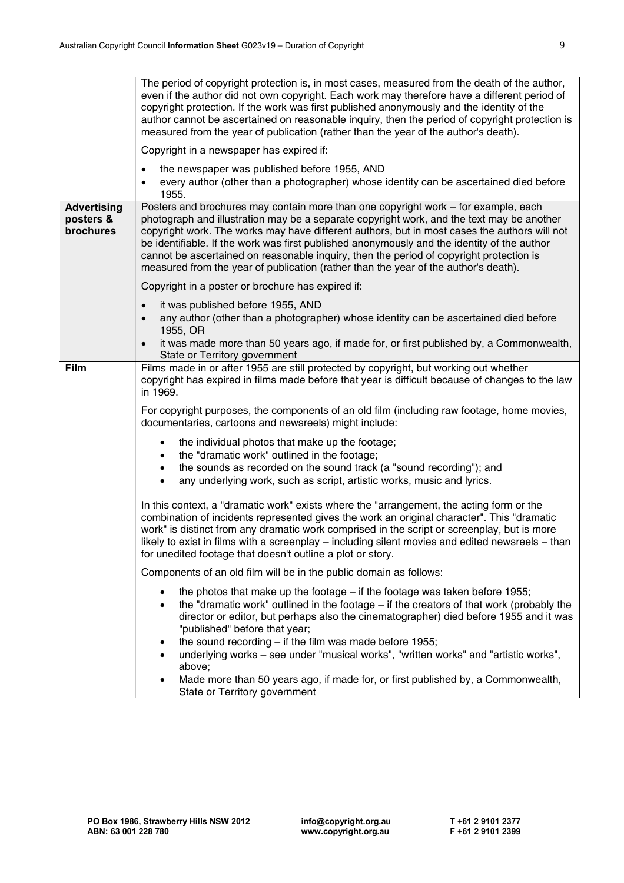| | |
|---|---|
| | The period of copyright protection is, in most cases, measured from the death of the author, even if the author did not own copyright. Each work may therefore have a different period of copyright protection. If the work was first published anonymously and the identity of the author cannot be ascertained on reasonable inquiry, then the period of copyright protection is measured from the year of publication (rather than the year of the author's death).<br><br>Copyright in a newspaper has expired if:<br><br>• the newspaper was published before 1955, AND<br>• every author (other than a photographer) whose identity can be ascertained died before 1955. |
| **Advertising posters & brochures** | Posters and brochures may contain more than one copyright work – for example, each photograph and illustration may be a separate copyright work, and the text may be another copyright work. The works may have different authors, but in most cases the authors will not be identifiable. If the work was first published anonymously and the identity of the author cannot be ascertained on reasonable inquiry, then the period of copyright protection is measured from the year of publication (rather than the year of the author's death).<br><br>Copyright in a poster or brochure has expired if:<br><br>• it was published before 1955, AND<br>• any author (other than a photographer) whose identity can be ascertained died before 1955, OR<br>• it was made more than 50 years ago, if made for, or first published by, a Commonwealth, State or Territory government |
| **Film** | Films made in or after 1955 are still protected by copyright, but working out whether copyright has expired in films made before that year is difficult because of changes to the law in 1969.<br><br>For copyright purposes, the components of an old film (including raw footage, home movies, documentaries, cartoons and newsreels) might include:<br><br>• the individual photos that make up the footage;<br>• the "dramatic work" outlined in the footage;<br>• the sounds as recorded on the sound track (a "sound recording"); and<br>• any underlying work, such as script, artistic works, music and lyrics.<br><br>In this context, a "dramatic work" exists where the "arrangement, the acting form or the combination of incidents represented gives the work an original character". This "dramatic work" is distinct from any dramatic work comprised in the script or screenplay, but is more likely to exist in films with a screenplay – including silent movies and edited newsreels – than for unedited footage that doesn't outline a plot or story.<br><br>Components of an old film will be in the public domain as follows:<br><br>• the photos that make up the footage – if the footage was taken before 1955;<br>• the "dramatic work" outlined in the footage – if the creators of that work (probably the director or editor, but perhaps also the cinematographer) died before 1955 and it was "published" before that year;<br>• the sound recording – if the film was made before 1955;<br>• underlying works – see under "musical works", "written works" and "artistic works", above;<br>• Made more than 50 years ago, if made for, or first published by, a Commonwealth, State or Territory government |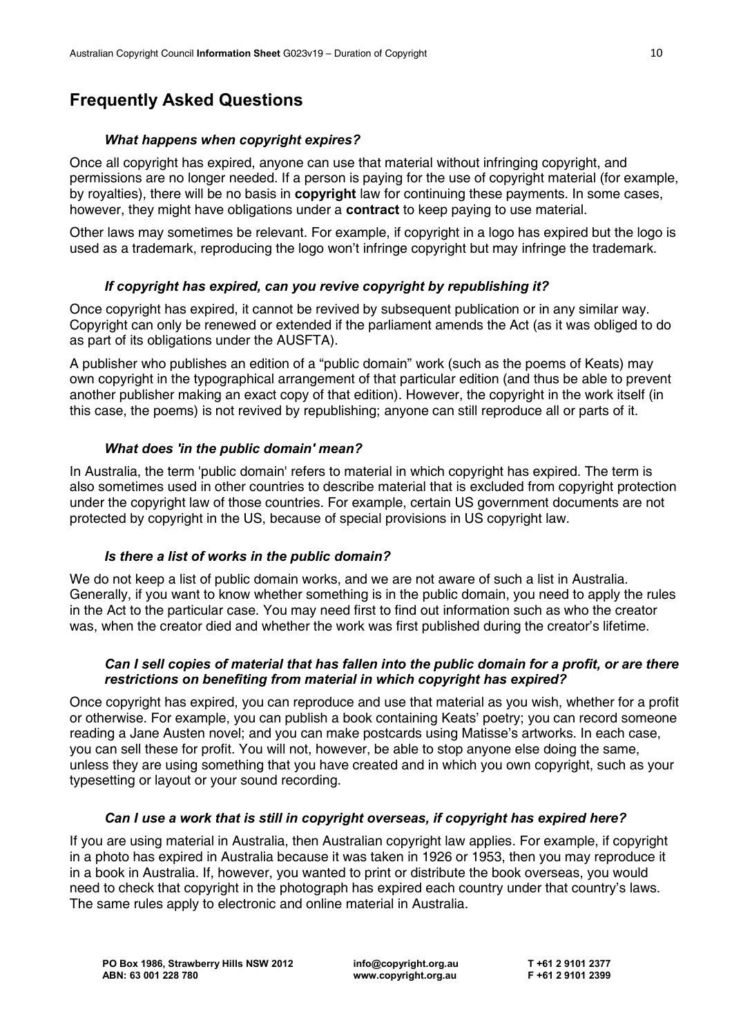## Frequently Asked Questions

### *What happens when copyright expires?*

Once all copyright has expired, anyone can use that material without infringing copyright, and permissions are no longer needed. If a person is paying for the use of copyright material (for example, by royalties), there will be no basis in **copyright** law for continuing these payments. In some cases, however, they might have obligations under a **contract** to keep paying to use material.

Other laws may sometimes be relevant. For example, if copyright in a logo has expired but the logo is used as a trademark, reproducing the logo won't infringe copyright but may infringe the trademark.

### *If copyright has expired, can you revive copyright by republishing it?*

Once copyright has expired, it cannot be revived by subsequent publication or in any similar way. Copyright can only be renewed or extended if the parliament amends the Act (as it was obliged to do as part of its obligations under the AUSFTA).

A publisher who publishes an edition of a "public domain" work (such as the poems of Keats) may own copyright in the typographical arrangement of that particular edition (and thus be able to prevent another publisher making an exact copy of that edition). However, the copyright in the work itself (in this case, the poems) is not revived by republishing; anyone can still reproduce all or parts of it.

### *What does 'in the public domain' mean?*

In Australia, the term 'public domain' refers to material in which copyright has expired. The term is also sometimes used in other countries to describe material that is excluded from copyright protection under the copyright law of those countries. For example, certain US government documents are not protected by copyright in the US, because of special provisions in US copyright law.

### *Is there a list of works in the public domain?*

We do not keep a list of public domain works, and we are not aware of such a list in Australia. Generally, if you want to know whether something is in the public domain, you need to apply the rules in the Act to the particular case. You may need first to find out information such as who the creator was, when the creator died and whether the work was first published during the creator's lifetime.

### *Can I sell copies of material that has fallen into the public domain for a profit, or are there restrictions on benefiting from material in which copyright has expired?*

Once copyright has expired, you can reproduce and use that material as you wish, whether for a profit or otherwise. For example, you can publish a book containing Keats' poetry; you can record someone reading a Jane Austen novel; and you can make postcards using Matisse's artworks. In each case, you can sell these for profit. You will not, however, be able to stop anyone else doing the same, unless they are using something that you have created and in which you own copyright, such as your typesetting or layout or your sound recording.

### *Can I use a work that is still in copyright overseas, if copyright has expired here?*

If you are using material in Australia, then Australian copyright law applies. For example, if copyright in a photo has expired in Australia because it was taken in 1926 or 1953, then you may reproduce it in a book in Australia. If, however, you wanted to print or distribute the book overseas, you would need to check that copyright in the photograph has expired each country under that country's laws. The same rules apply to electronic and online material in Australia.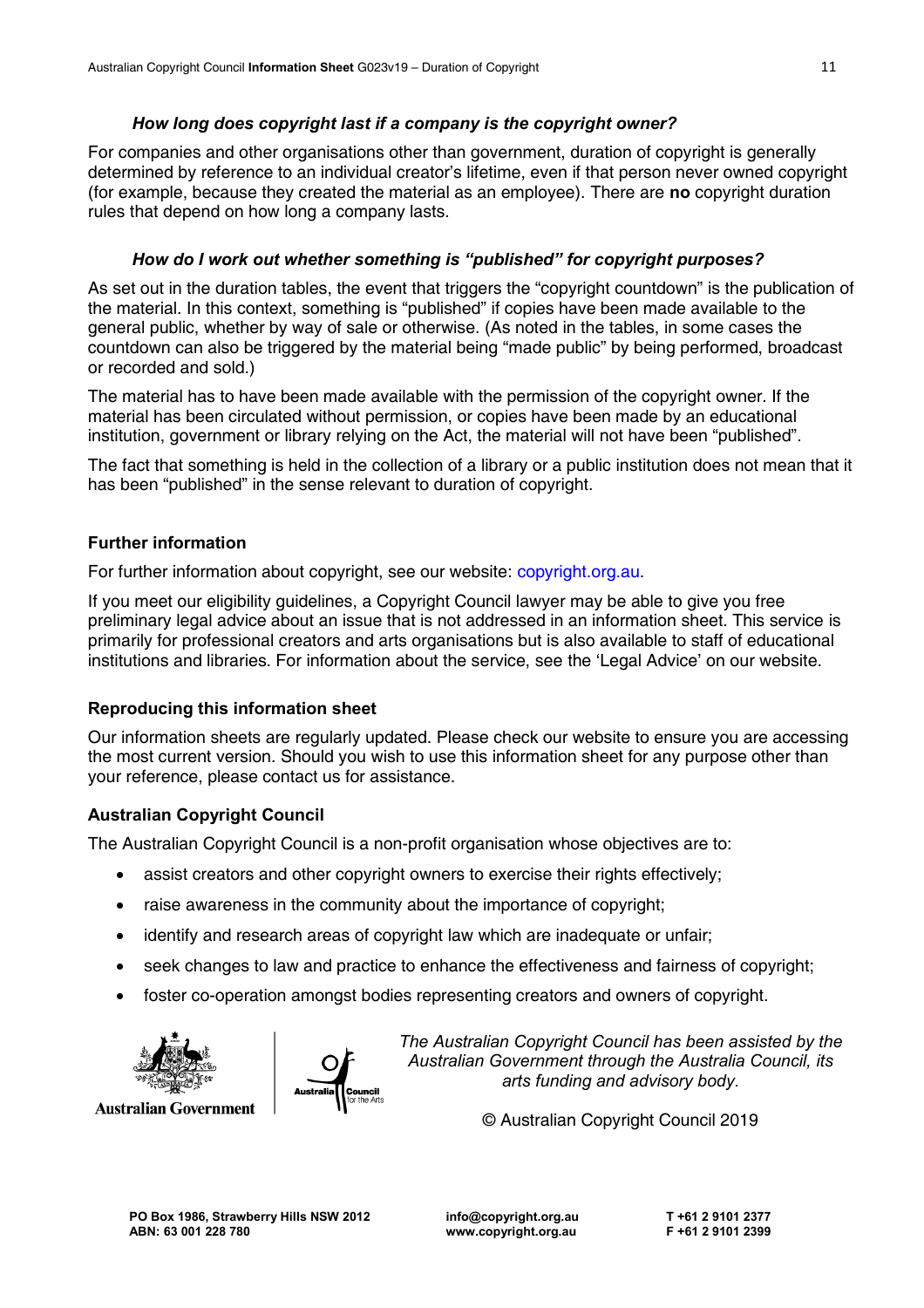### *How long does copyright last if a company is the copyright owner?*

For companies and other organisations other than government, duration of copyright is generally determined by reference to an individual creator's lifetime, even if that person never owned copyright (for example, because they created the material as an employee). There are **no** copyright duration rules that depend on how long a company lasts.

### *How do I work out whether something is "published" for copyright purposes?*

As set out in the duration tables, the event that triggers the "copyright countdown" is the publication of the material. In this context, something is "published" if copies have been made available to the general public, whether by way of sale or otherwise. (As noted in the tables, in some cases the countdown can also be triggered by the material being "made public" by being performed, broadcast or recorded and sold.)

The material has to have been made available with the permission of the copyright owner. If the material has been circulated without permission, or copies have been made by an educational institution, government or library relying on the Act, the material will not have been "published".

The fact that something is held in the collection of a library or a public institution does not mean that it has been "published" in the sense relevant to duration of copyright.

## Further information

For further information about copyright, see our website: copyright.org.au.

If you meet our eligibility guidelines, a Copyright Council lawyer may be able to give you free preliminary legal advice about an issue that is not addressed in an information sheet. This service is primarily for professional creators and arts organisations but is also available to staff of educational institutions and libraries. For information about the service, see the 'Legal Advice' on our website.

## Reproducing this information sheet

Our information sheets are regularly updated. Please check our website to ensure you are accessing the most current version. Should you wish to use this information sheet for any purpose other than your reference, please contact us for assistance.

## Australian Copyright Council

The Australian Copyright Council is a non-profit organisation whose objectives are to:

- assist creators and other copyright owners to exercise their rights effectively;
- raise awareness in the community about the importance of copyright;
- identify and research areas of copyright law which are inadequate or unfair;
- seek changes to law and practice to enhance the effectiveness and fairness of copyright;
- foster co-operation amongst bodies representing creators and owners of copyright.

Australian Government

Australia Council for the Arts

*The Australian Copyright Council has been assisted by the Australian Government through the Australia Council, its arts funding and advisory body.*

© Australian Copyright Council 2019

**PO Box 1986, Strawberry Hills NSW 2012**
**ABN: 63 001 228 780**

**info@copyright.org.au**
**www.copyright.org.au**

**T +61 2 9101 2377**
**F +61 2 9101 2399**